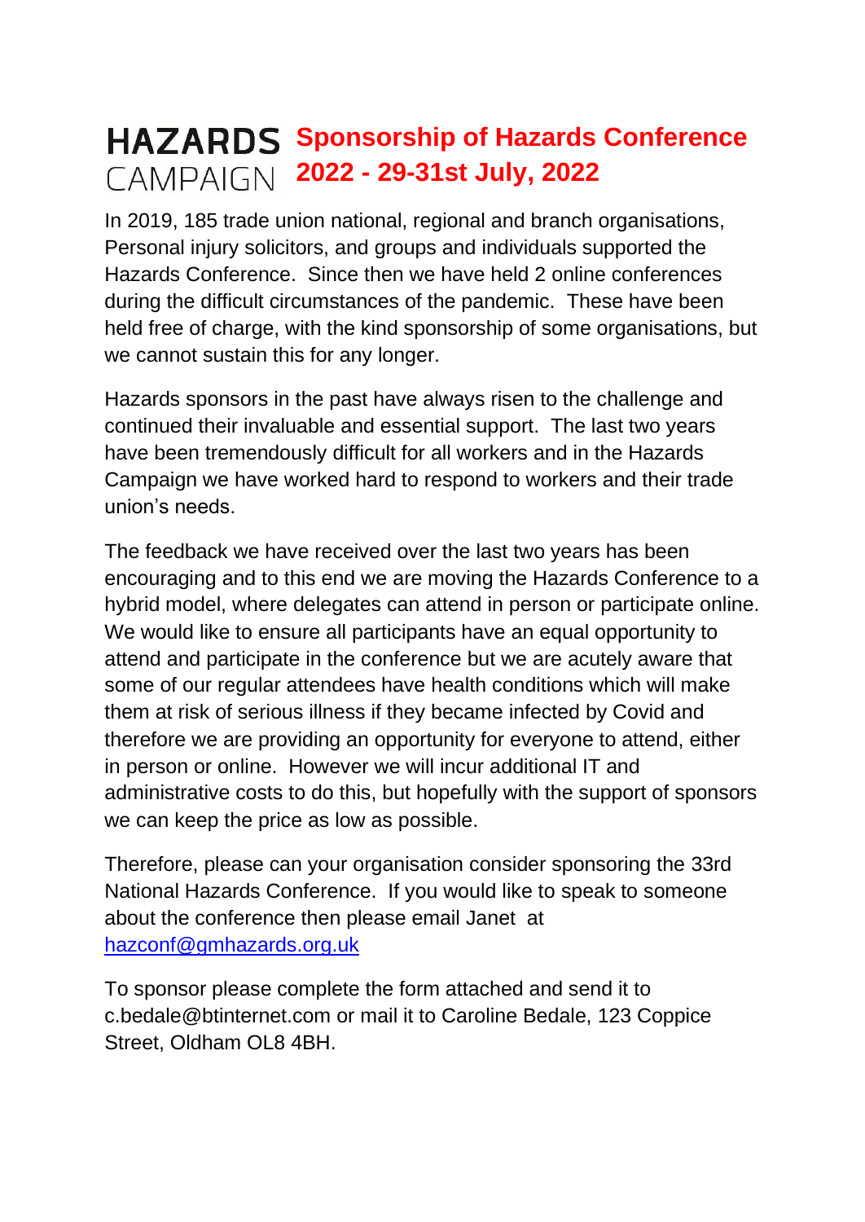HAZARDS CAMPAIGN

# Sponsorship of Hazards Conference 2022 - 29-31st July, 2022

In 2019, 185 trade union national, regional and branch organisations, Personal injury solicitors, and groups and individuals supported the Hazards Conference. Since then we have held 2 online conferences during the difficult circumstances of the pandemic. These have been held free of charge, with the kind sponsorship of some organisations, but we cannot sustain this for any longer.

Hazards sponsors in the past have always risen to the challenge and continued their invaluable and essential support. The last two years have been tremendously difficult for all workers and in the Hazards Campaign we have worked hard to respond to workers and their trade union's needs.

The feedback we have received over the last two years has been encouraging and to this end we are moving the Hazards Conference to a hybrid model, where delegates can attend in person or participate online. We would like to ensure all participants have an equal opportunity to attend and participate in the conference but we are acutely aware that some of our regular attendees have health conditions which will make them at risk of serious illness if they became infected by Covid and therefore we are providing an opportunity for everyone to attend, either in person or online. However we will incur additional IT and administrative costs to do this, but hopefully with the support of sponsors we can keep the price as low as possible.

Therefore, please can your organisation consider sponsoring the 33rd National Hazards Conference. If you would like to speak to someone about the conference then please email Janet at [hazconf@gmhazards.org.uk](mailto:hazconf@gmhazards.org.uk)

To sponsor please complete the form attached and send it to c.bedale@btinternet.com or mail it to Caroline Bedale, 123 Coppice Street, Oldham OL8 4BH.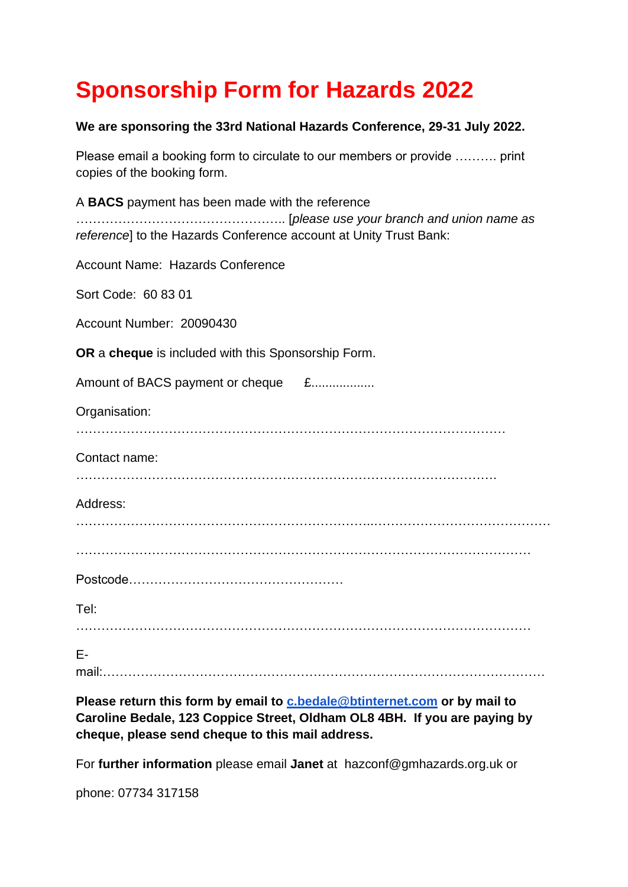# Sponsorship Form for Hazards 2022

**We are sponsoring the 33rd National Hazards Conference, 29-31 July 2022.**

Please email a booking form to circulate to our members or provide ………. print copies of the booking form.

A **BACS** payment has been made with the reference ………………………………………….. [*please use your branch and union name as reference*] to the Hazards Conference account at Unity Trust Bank:

Account Name: Hazards Conference

Sort Code: 60 83 01

Account Number: 20090430

**OR** a **cheque** is included with this Sponsorship Form.

Amount of BACS payment or cheque £..................

Organisation: ………………………………………………………………………………………

Contact name: ………………………………………………………………………………………

Address: ……………………………………………………………...…………………………………

……………………………………………………………………………………………

Postcode……………………………………………

Tel: ……………………………………………………………………………………………

E-mail:………………………………………………………………………………………………

**Please return this form by email to [c.bedale@btinternet.com](mailto:c.bedale@btinternet.com) or by mail to Caroline Bedale, 123 Coppice Street, Oldham OL8 4BH. If you are paying by cheque, please send cheque to this mail address.**

For **further information** please email **Janet** at hazconf@gmhazards.org.uk or

phone: 07734 317158